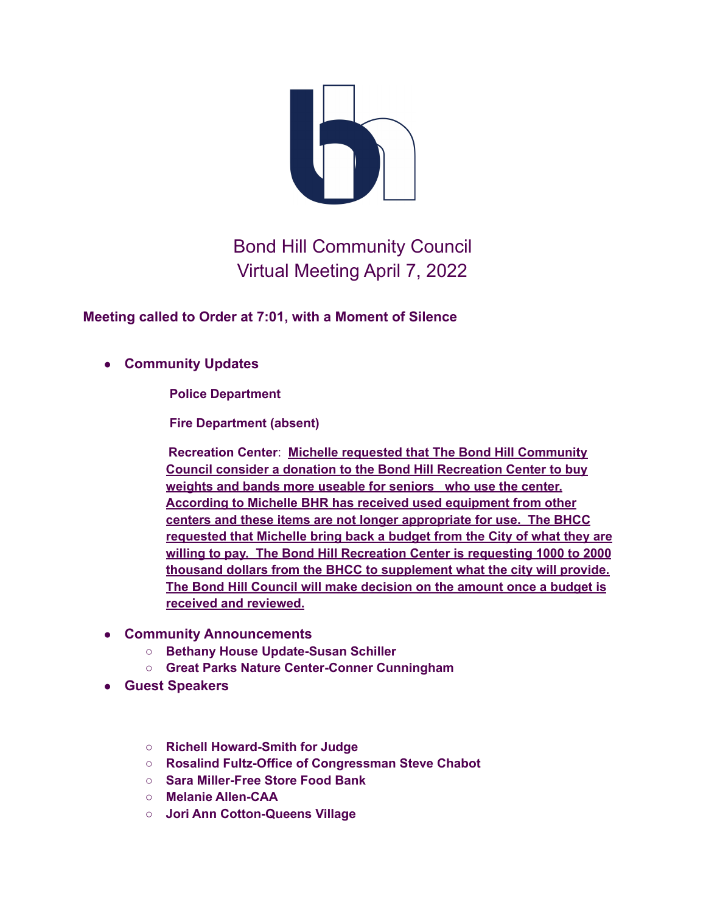# Bond Hill Community Council
## Virtual Meeting April 7, 2022

**Meeting called to Order at 7:01, with a Moment of Silence**

- **Community Updates**

  **Police Department**

  **Fire Department (absent)**

  **Recreation Center**: **Michelle requested that The Bond Hill Community Council consider a donation to the Bond Hill Recreation Center to buy weights and bands more useable for seniors who use the center. According to Michelle BHR has received used equipment from other centers and these items are not longer appropriate for use. The BHCC requested that Michelle bring back a budget from the City of what they are willing to pay. The Bond Hill Recreation Center is requesting 1000 to 2000 thousand dollars from the BHCC to supplement what the city will provide. The Bond Hill Council will make decision on the amount once a budget is received and reviewed.**

- **Community Announcements**
  - **Bethany House Update-Susan Schiller**
  - **Great Parks Nature Center-Conner Cunningham**
- **Guest Speakers**
  - **Richell Howard-Smith for Judge**
  - **Rosalind Fultz-Office of Congressman Steve Chabot**
  - **Sara Miller-Free Store Food Bank**
  - **Melanie Allen-CAA**
  - **Jori Ann Cotton-Queens Village**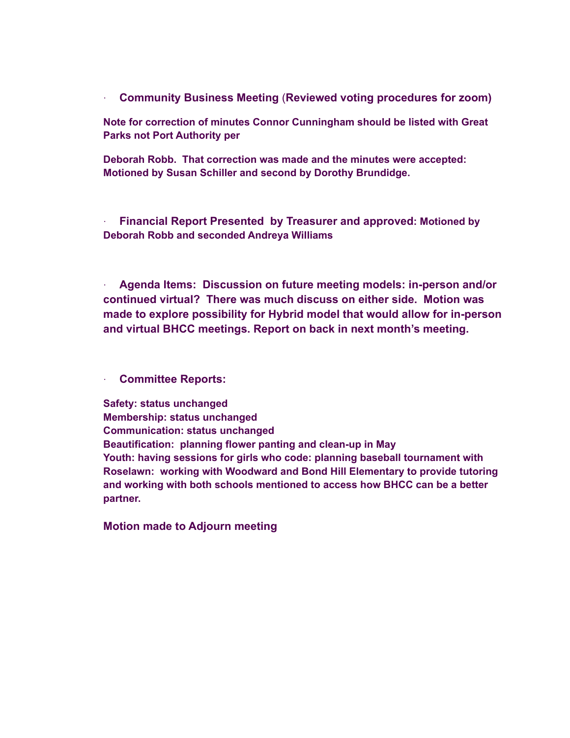- **Community Business Meeting** (**Reviewed voting procedures for zoom)**

**Note for correction of minutes Connor Cunningham should be listed with Great Parks not Port Authority per**

**Deborah Robb. That correction was made and the minutes were accepted: Motioned by Susan Schiller and second by Dorothy Brundidge.**

- **Financial Report Presented by Treasurer and approved: Motioned by Deborah Robb and seconded Andreya Williams**

- **Agenda Items: Discussion on future meeting models: in-person and/or continued virtual? There was much discuss on either side. Motion was made to explore possibility for Hybrid model that would allow for in-person and virtual BHCC meetings. Report on back in next month's meeting.**

- **Committee Reports:**

**Safety: status unchanged**
**Membership: status unchanged**
**Communication: status unchanged**
**Beautification: planning flower panting and clean-up in May**
**Youth: having sessions for girls who code: planning baseball tournament with Roselawn: working with Woodward and Bond Hill Elementary to provide tutoring and working with both schools mentioned to access how BHCC can be a better partner.**

**Motion made to Adjourn meeting**